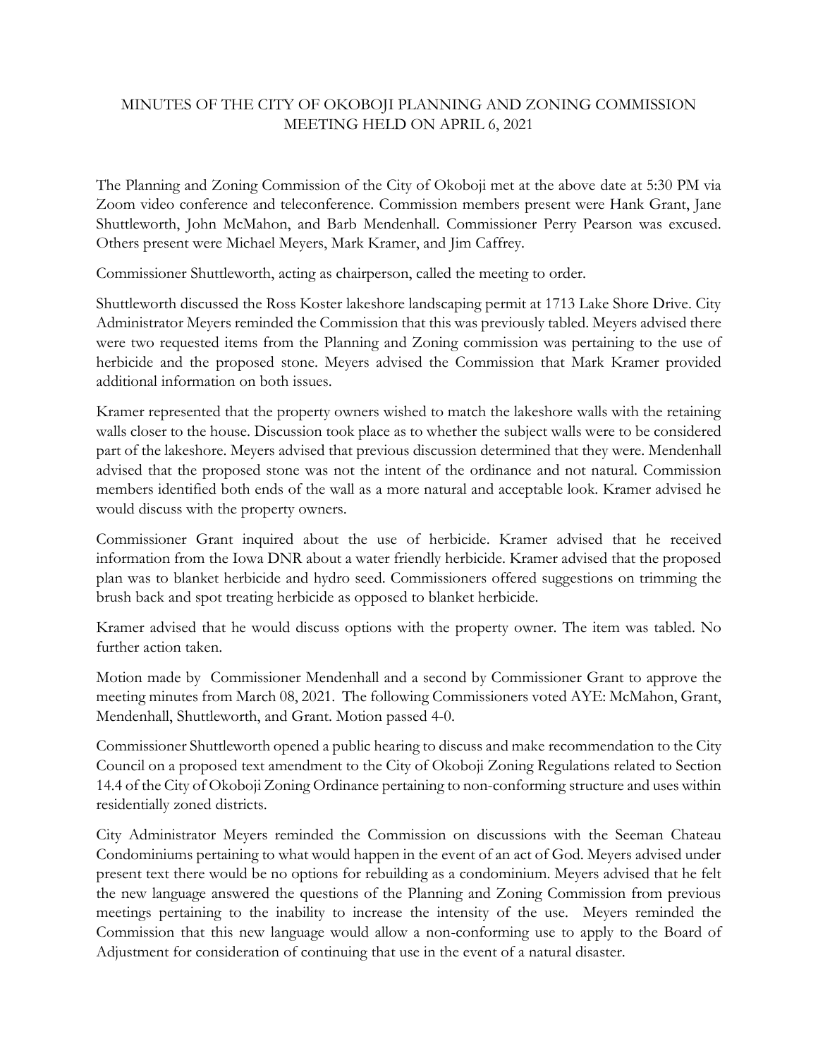# MINUTES OF THE CITY OF OKOBOJI PLANNING AND ZONING COMMISSION MEETING HELD ON APRIL 6, 2021

The Planning and Zoning Commission of the City of Okoboji met at the above date at 5:30 PM via Zoom video conference and teleconference. Commission members present were Hank Grant, Jane Shuttleworth, John McMahon, and Barb Mendenhall. Commissioner Perry Pearson was excused. Others present were Michael Meyers, Mark Kramer, and Jim Caffrey.

Commissioner Shuttleworth, acting as chairperson, called the meeting to order.

Shuttleworth discussed the Ross Koster lakeshore landscaping permit at 1713 Lake Shore Drive. City Administrator Meyers reminded the Commission that this was previously tabled. Meyers advised there were two requested items from the Planning and Zoning commission was pertaining to the use of herbicide and the proposed stone. Meyers advised the Commission that Mark Kramer provided additional information on both issues.

Kramer represented that the property owners wished to match the lakeshore walls with the retaining walls closer to the house. Discussion took place as to whether the subject walls were to be considered part of the lakeshore. Meyers advised that previous discussion determined that they were. Mendenhall advised that the proposed stone was not the intent of the ordinance and not natural. Commission members identified both ends of the wall as a more natural and acceptable look. Kramer advised he would discuss with the property owners.

Commissioner Grant inquired about the use of herbicide. Kramer advised that he received information from the Iowa DNR about a water friendly herbicide. Kramer advised that the proposed plan was to blanket herbicide and hydro seed. Commissioners offered suggestions on trimming the brush back and spot treating herbicide as opposed to blanket herbicide.

Kramer advised that he would discuss options with the property owner. The item was tabled. No further action taken.

Motion made by Commissioner Mendenhall and a second by Commissioner Grant to approve the meeting minutes from March 08, 2021. The following Commissioners voted AYE: McMahon, Grant, Mendenhall, Shuttleworth, and Grant. Motion passed 4-0.

Commissioner Shuttleworth opened a public hearing to discuss and make recommendation to the City Council on a proposed text amendment to the City of Okoboji Zoning Regulations related to Section 14.4 of the City of Okoboji Zoning Ordinance pertaining to non-conforming structure and uses within residentially zoned districts.

City Administrator Meyers reminded the Commission on discussions with the Seeman Chateau Condominiums pertaining to what would happen in the event of an act of God. Meyers advised under present text there would be no options for rebuilding as a condominium. Meyers advised that he felt the new language answered the questions of the Planning and Zoning Commission from previous meetings pertaining to the inability to increase the intensity of the use. Meyers reminded the Commission that this new language would allow a non-conforming use to apply to the Board of Adjustment for consideration of continuing that use in the event of a natural disaster.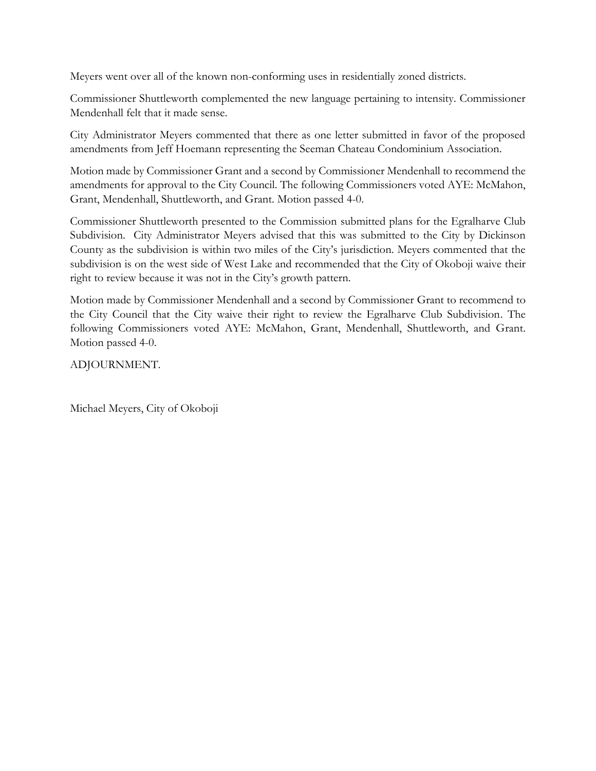Meyers went over all of the known non-conforming uses in residentially zoned districts.

Commissioner Shuttleworth complemented the new language pertaining to intensity. Commissioner Mendenhall felt that it made sense.

City Administrator Meyers commented that there as one letter submitted in favor of the proposed amendments from Jeff Hoemann representing the Seeman Chateau Condominium Association.

Motion made by Commissioner Grant and a second by Commissioner Mendenhall to recommend the amendments for approval to the City Council. The following Commissioners voted AYE: McMahon, Grant, Mendenhall, Shuttleworth, and Grant. Motion passed 4-0.

Commissioner Shuttleworth presented to the Commission submitted plans for the Egralharve Club Subdivision. City Administrator Meyers advised that this was submitted to the City by Dickinson County as the subdivision is within two miles of the City's jurisdiction. Meyers commented that the subdivision is on the west side of West Lake and recommended that the City of Okoboji waive their right to review because it was not in the City's growth pattern.

Motion made by Commissioner Mendenhall and a second by Commissioner Grant to recommend to the City Council that the City waive their right to review the Egralharve Club Subdivision. The following Commissioners voted AYE: McMahon, Grant, Mendenhall, Shuttleworth, and Grant. Motion passed 4-0.

ADJOURNMENT.

Michael Meyers, City of Okoboji